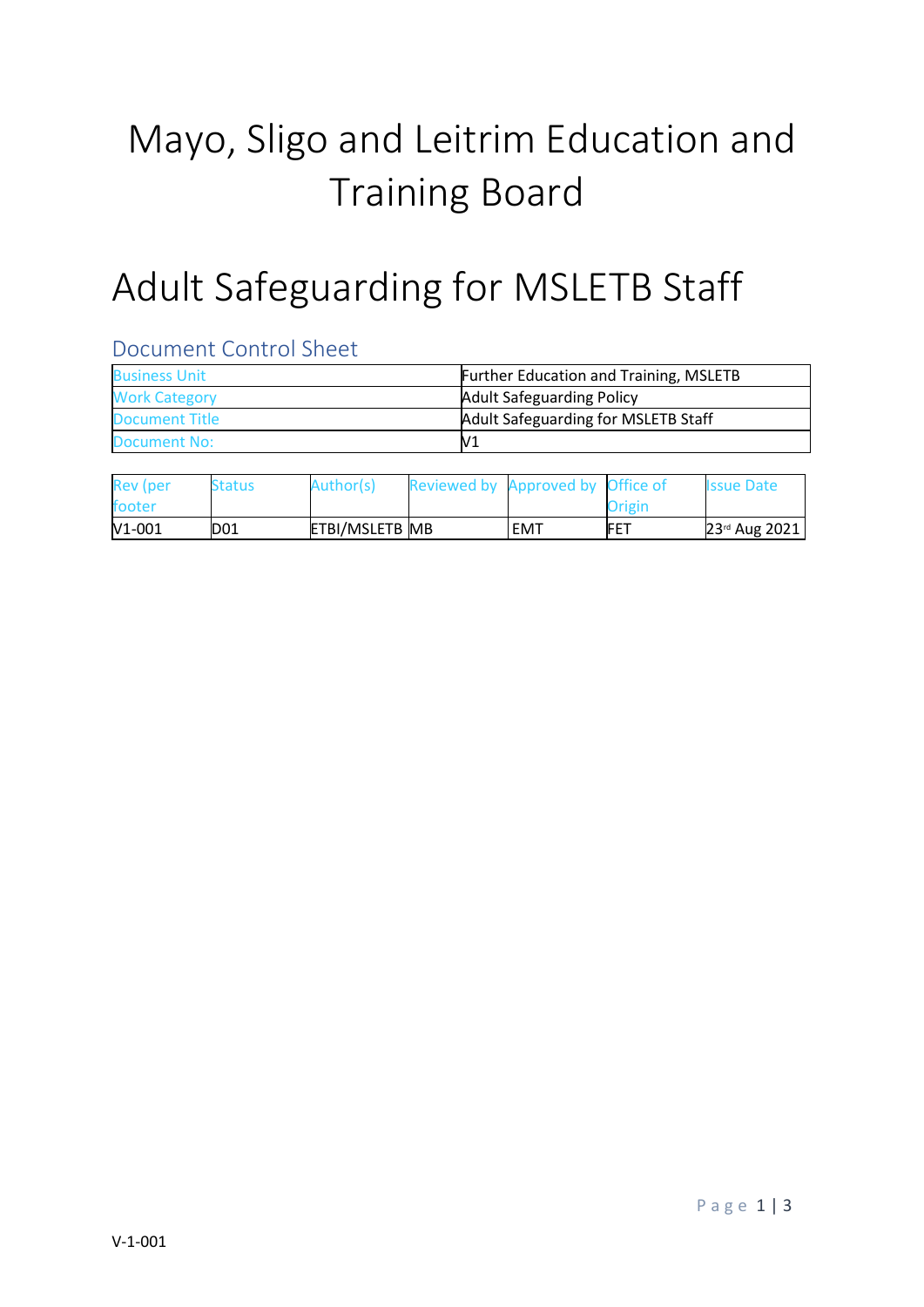# Mayo, Sligo and Leitrim Education and Training Board

# Adult Safeguarding for MSLETB Staff

## Document Control Sheet

| | |
|---|---|
| Business Unit | Further Education and Training, MSLETB |
| Work Category | Adult Safeguarding Policy |
| Document Title | Adult Safeguarding for MSLETB Staff |
| Document No: | V1 |

| Rev (per footer | Status | Author(s) | Reviewed by | Approved by | Office of Origin | Issue Date |
|---|---|---|---|---|---|---|
| V1-001 | D01 | ETBI/MSLETB | MB | EMT | FET | 23rd Aug 2021 |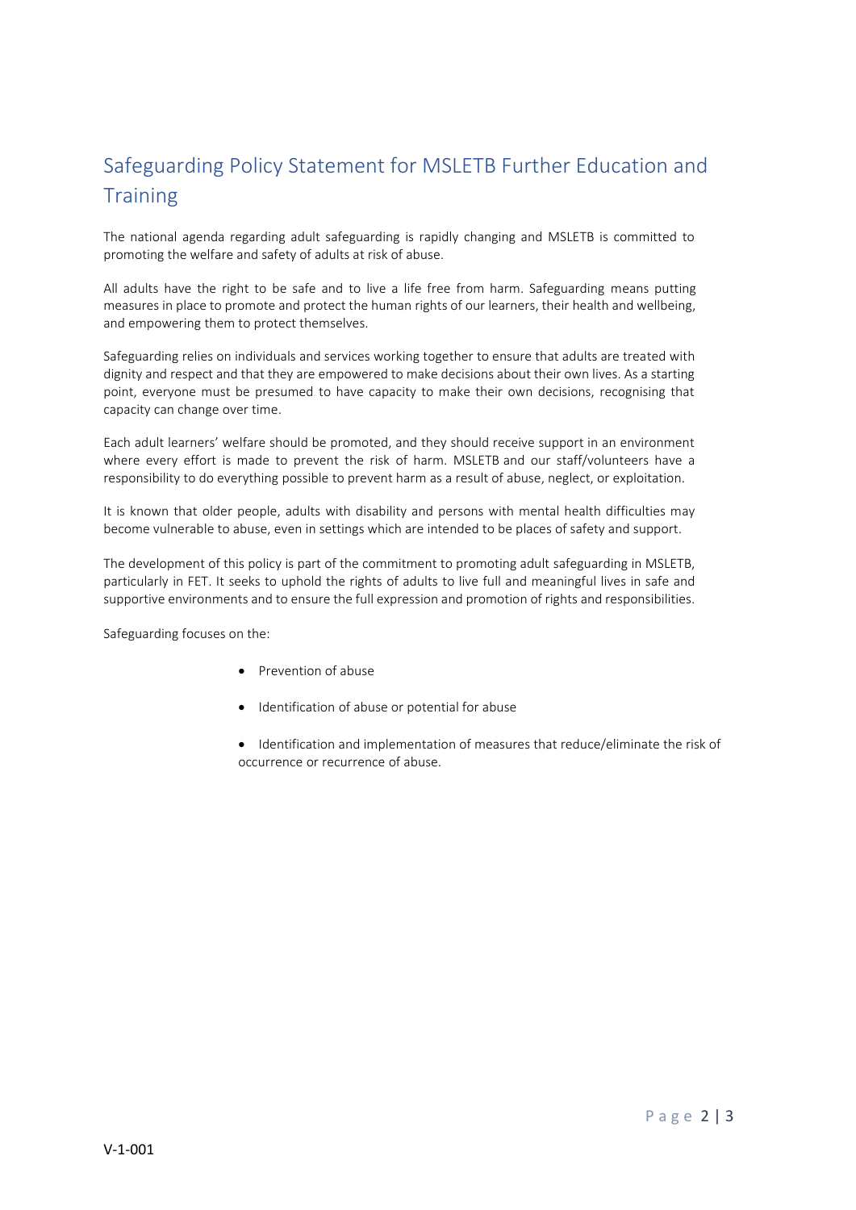## Safeguarding Policy Statement for MSLETB Further Education and Training

The national agenda regarding adult safeguarding is rapidly changing and MSLETB is committed to promoting the welfare and safety of adults at risk of abuse.

All adults have the right to be safe and to live a life free from harm. Safeguarding means putting measures in place to promote and protect the human rights of our learners, their health and wellbeing, and empowering them to protect themselves.

Safeguarding relies on individuals and services working together to ensure that adults are treated with dignity and respect and that they are empowered to make decisions about their own lives. As a starting point, everyone must be presumed to have capacity to make their own decisions, recognising that capacity can change over time.

Each adult learners' welfare should be promoted, and they should receive support in an environment where every effort is made to prevent the risk of harm. MSLETB and our staff/volunteers have a responsibility to do everything possible to prevent harm as a result of abuse, neglect, or exploitation.

It is known that older people, adults with disability and persons with mental health difficulties may become vulnerable to abuse, even in settings which are intended to be places of safety and support.

The development of this policy is part of the commitment to promoting adult safeguarding in MSLETB, particularly in FET. It seeks to uphold the rights of adults to live full and meaningful lives in safe and supportive environments and to ensure the full expression and promotion of rights and responsibilities.

Safeguarding focuses on the:

- Prevention of abuse
- Identification of abuse or potential for abuse
- Identification and implementation of measures that reduce/eliminate the risk of occurrence or recurrence of abuse.

V-1-001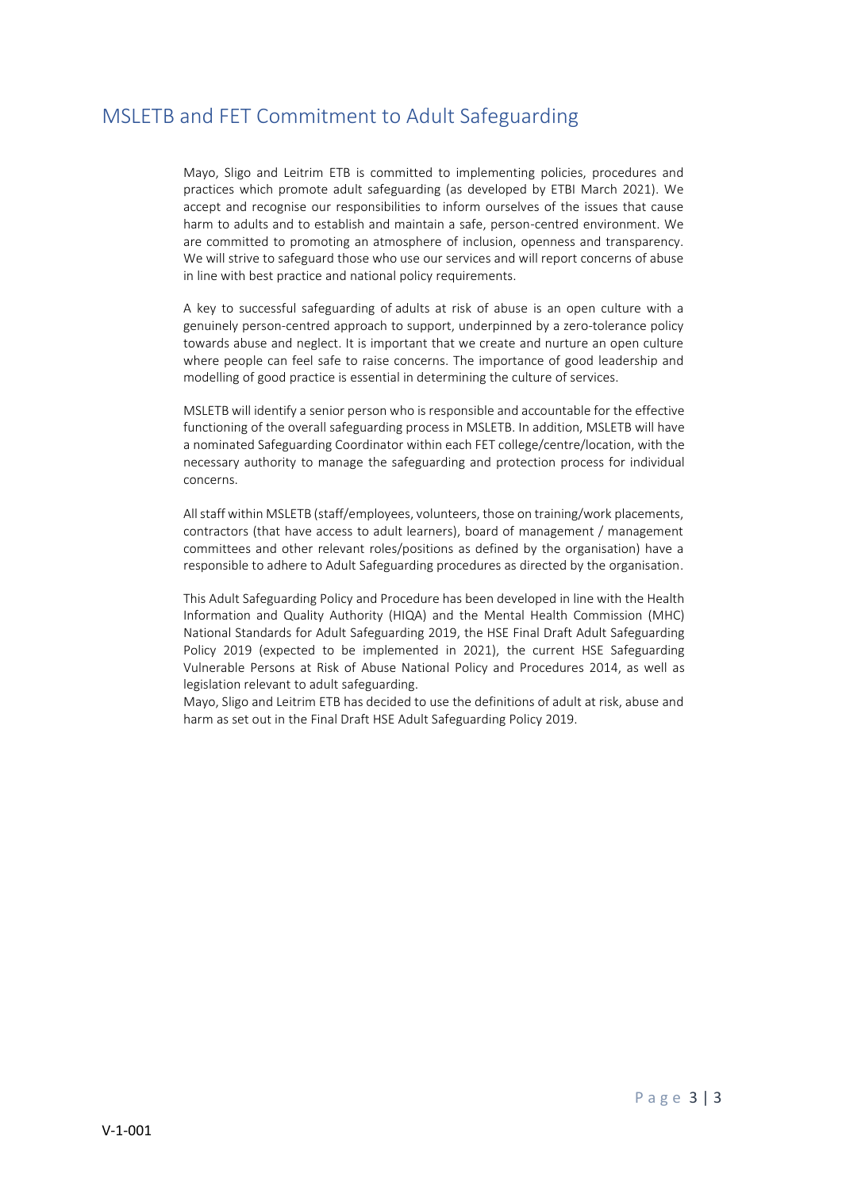## MSLETB and FET Commitment to Adult Safeguarding

Mayo, Sligo and Leitrim ETB is committed to implementing policies, procedures and practices which promote adult safeguarding (as developed by ETBI March 2021). We accept and recognise our responsibilities to inform ourselves of the issues that cause harm to adults and to establish and maintain a safe, person-centred environment. We are committed to promoting an atmosphere of inclusion, openness and transparency. We will strive to safeguard those who use our services and will report concerns of abuse in line with best practice and national policy requirements.

A key to successful safeguarding of adults at risk of abuse is an open culture with a genuinely person-centred approach to support, underpinned by a zero-tolerance policy towards abuse and neglect. It is important that we create and nurture an open culture where people can feel safe to raise concerns. The importance of good leadership and modelling of good practice is essential in determining the culture of services.

MSLETB will identify a senior person who is responsible and accountable for the effective functioning of the overall safeguarding process in MSLETB. In addition, MSLETB will have a nominated Safeguarding Coordinator within each FET college/centre/location, with the necessary authority to manage the safeguarding and protection process for individual concerns.

All staff within MSLETB (staff/employees, volunteers, those on training/work placements, contractors (that have access to adult learners), board of management / management committees and other relevant roles/positions as defined by the organisation) have a responsible to adhere to Adult Safeguarding procedures as directed by the organisation.

This Adult Safeguarding Policy and Procedure has been developed in line with the Health Information and Quality Authority (HIQA) and the Mental Health Commission (MHC) National Standards for Adult Safeguarding 2019, the HSE Final Draft Adult Safeguarding Policy 2019 (expected to be implemented in 2021), the current HSE Safeguarding Vulnerable Persons at Risk of Abuse National Policy and Procedures 2014, as well as legislation relevant to adult safeguarding.

Mayo, Sligo and Leitrim ETB has decided to use the definitions of adult at risk, abuse and harm as set out in the Final Draft HSE Adult Safeguarding Policy 2019.